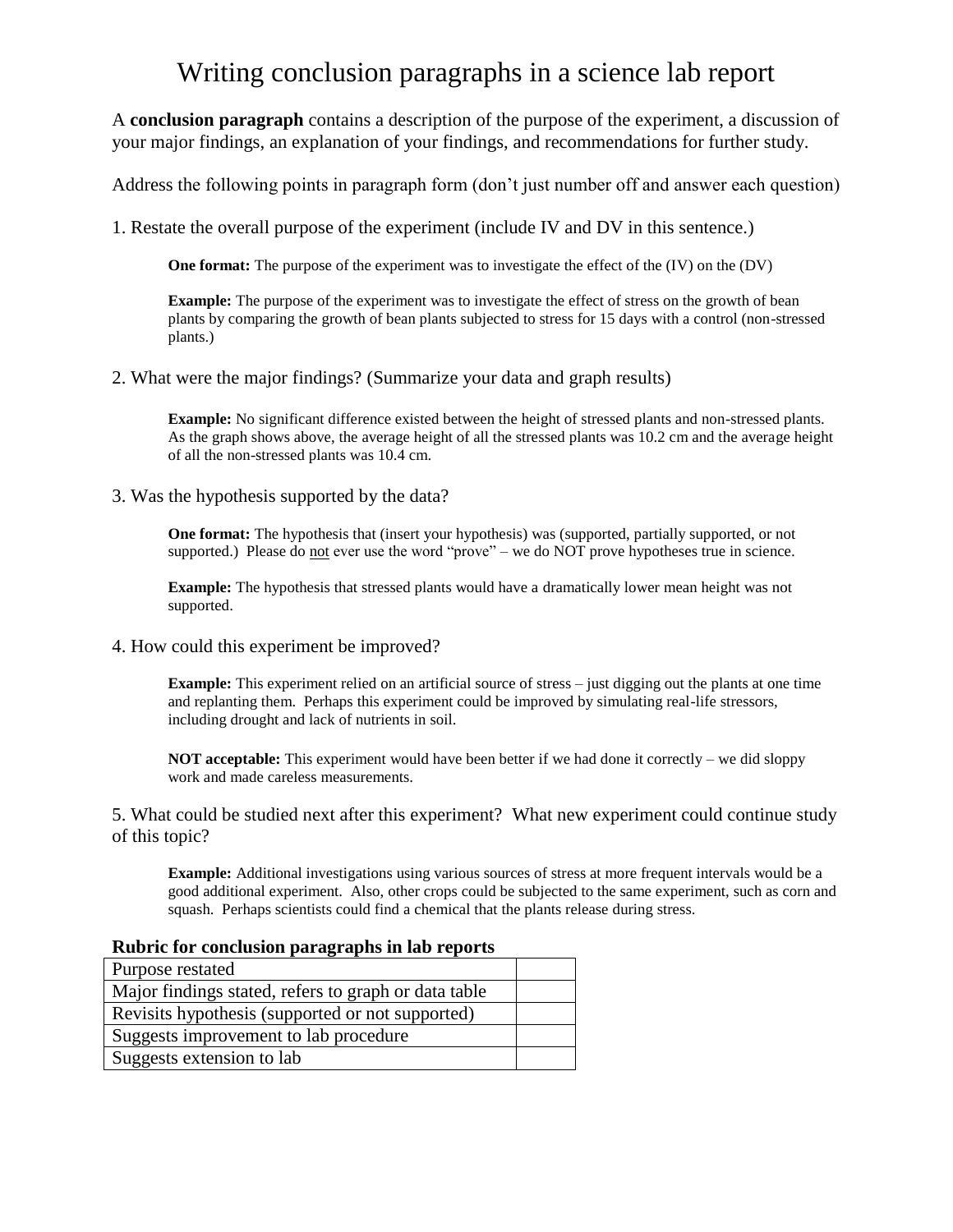# Writing conclusion paragraphs in a science lab report

A **conclusion paragraph** contains a description of the purpose of the experiment, a discussion of your major findings, an explanation of your findings, and recommendations for further study.

Address the following points in paragraph form (don't just number off and answer each question)

1. Restate the overall purpose of the experiment (include IV and DV in this sentence.)

    **One format:** The purpose of the experiment was to investigate the effect of the (IV) on the (DV)

    **Example:** The purpose of the experiment was to investigate the effect of stress on the growth of bean plants by comparing the growth of bean plants subjected to stress for 15 days with a control (non-stressed plants.)

2. What were the major findings? (Summarize your data and graph results)

    **Example:** No significant difference existed between the height of stressed plants and non-stressed plants. As the graph shows above, the average height of all the stressed plants was 10.2 cm and the average height of all the non-stressed plants was 10.4 cm.

3. Was the hypothesis supported by the data?

    **One format:** The hypothesis that (insert your hypothesis) was (supported, partially supported, or not supported.) Please do <u>not</u> ever use the word "prove" – we do NOT prove hypotheses true in science.

    **Example:** The hypothesis that stressed plants would have a dramatically lower mean height was not supported.

4. How could this experiment be improved?

    **Example:** This experiment relied on an artificial source of stress – just digging out the plants at one time and replanting them. Perhaps this experiment could be improved by simulating real-life stressors, including drought and lack of nutrients in soil.

    **NOT acceptable:** This experiment would have been better if we had done it correctly – we did sloppy work and made careless measurements.

5. What could be studied next after this experiment? What new experiment could continue study of this topic?

    **Example:** Additional investigations using various sources of stress at more frequent intervals would be a good additional experiment. Also, other crops could be subjected to the same experiment, such as corn and squash. Perhaps scientists could find a chemical that the plants release during stress.

**Rubric for conclusion paragraphs in lab reports**

| Criterion | |
|---|---|
| Purpose restated | |
| Major findings stated, refers to graph or data table | |
| Revisits hypothesis (supported or not supported) | |
| Suggests improvement to lab procedure | |
| Suggests extension to lab | |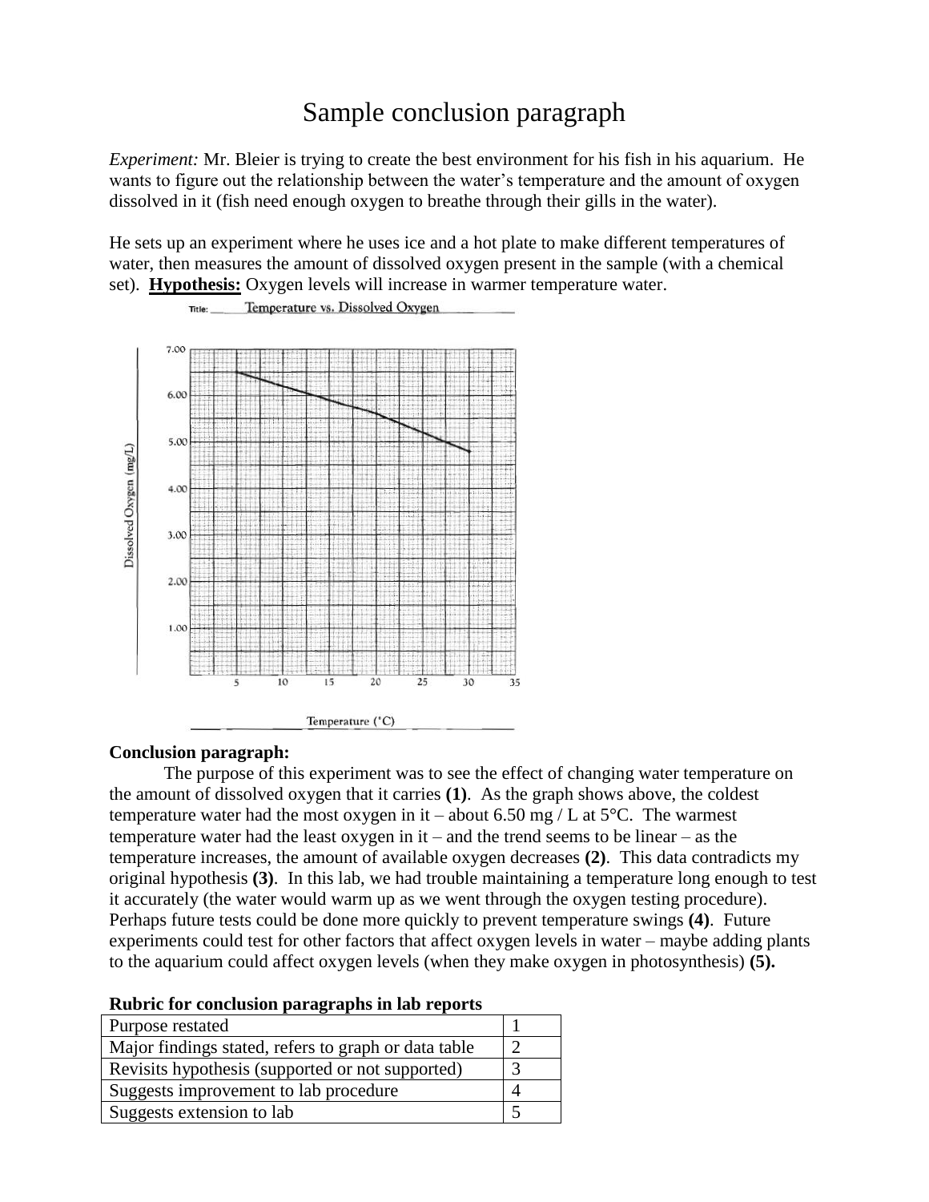# Sample conclusion paragraph

*Experiment:* Mr. Bleier is trying to create the best environment for his fish in his aquarium. He wants to figure out the relationship between the water's temperature and the amount of oxygen dissolved in it (fish need enough oxygen to breathe through their gills in the water).

He sets up an experiment where he uses ice and a hot plate to make different temperatures of water, then measures the amount of dissolved oxygen present in the sample (with a chemical set). **Hypothesis:** Oxygen levels will increase in warmer temperature water.

Title: Temperature vs. Dissolved Oxygen

Dissolved Oxygen (mg/L)

Temperature (°C)

**Conclusion paragraph:**

The purpose of this experiment was to see the effect of changing water temperature on the amount of dissolved oxygen that it carries **(1)**. As the graph shows above, the coldest temperature water had the most oxygen in it – about 6.50 mg / L at 5°C. The warmest temperature water had the least oxygen in it – and the trend seems to be linear – as the temperature increases, the amount of available oxygen decreases **(2)**. This data contradicts my original hypothesis **(3)**. In this lab, we had trouble maintaining a temperature long enough to test it accurately (the water would warm up as we went through the oxygen testing procedure). Perhaps future tests could be done more quickly to prevent temperature swings **(4)**. Future experiments could test for other factors that affect oxygen levels in water – maybe adding plants to the aquarium could affect oxygen levels (when they make oxygen in photosynthesis) **(5).**

**Rubric for conclusion paragraphs in lab reports**

| | |
|---|---|
| Purpose restated | 1 |
| Major findings stated, refers to graph or data table | 2 |
| Revisits hypothesis (supported or not supported) | 3 |
| Suggests improvement to lab procedure | 4 |
| Suggests extension to lab | 5 |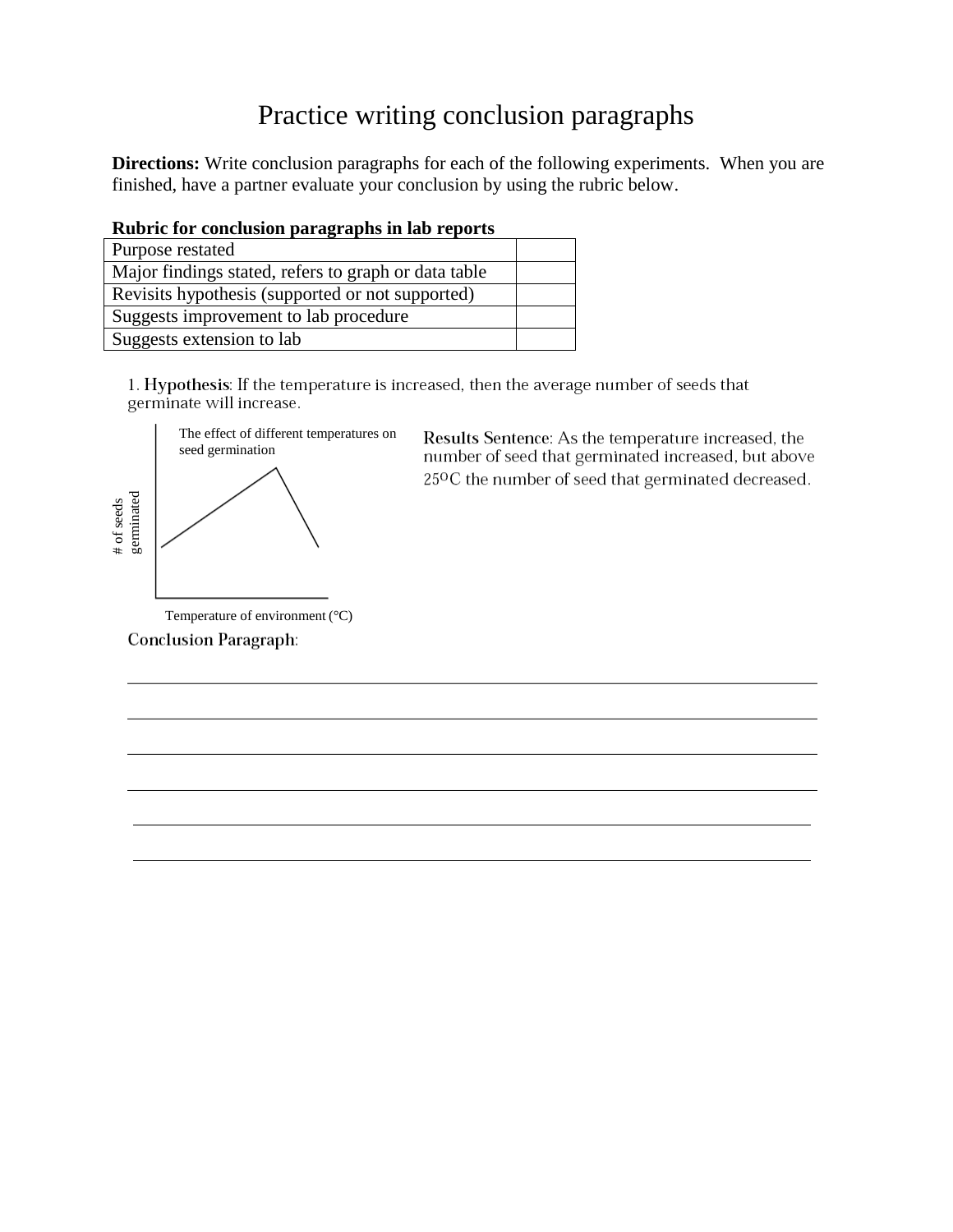# Practice writing conclusion paragraphs

**Directions:** Write conclusion paragraphs for each of the following experiments. When you are finished, have a partner evaluate your conclusion by using the rubric below.

**Rubric for conclusion paragraphs in lab reports**

| | |
|---|---|
| Purpose restated | |
| Major findings stated, refers to graph or data table | |
| Revisits hypothesis (supported or not supported) | |
| Suggests improvement to lab procedure | |
| Suggests extension to lab | |

1. **Hypothesis**: If the temperature is increased, then the average number of seeds that germinate will increase.

The effect of different temperatures on seed germination

# of seeds germinated

Temperature of environment (°C)

**Results Sentence**: As the temperature increased, the number of seed that germinated increased, but above 25°C the number of seed that germinated decreased.

**Conclusion Paragraph**:

______________________________________________________________________

______________________________________________________________________

______________________________________________________________________

______________________________________________________________________

______________________________________________________________________

______________________________________________________________________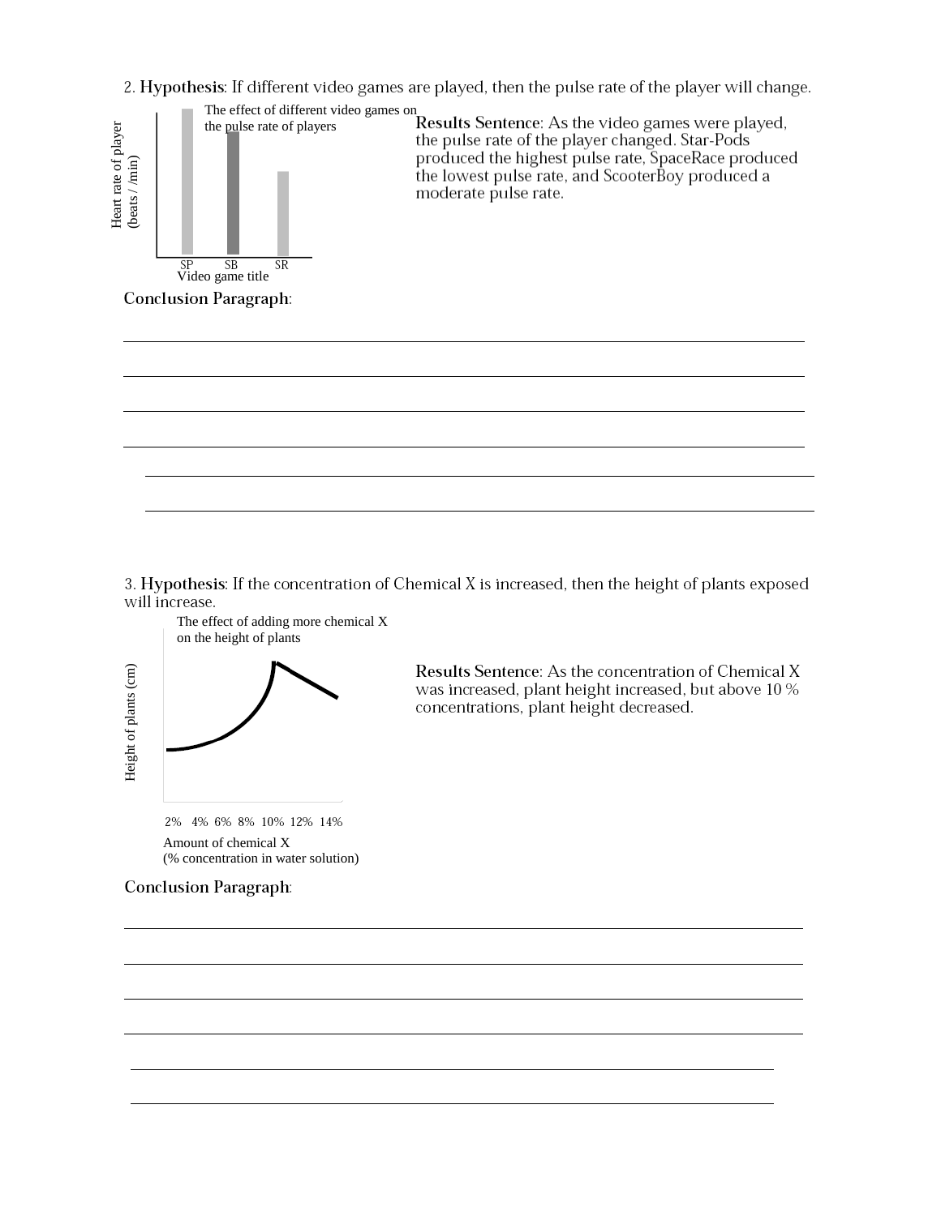2. **Hypothesis**: If different video games are played, then the pulse rate of the player will change.

The effect of different video games on the pulse rate of players

Heart rate of player (beats / /min)

SP SB SR

Video game title

**Results Sentence**: As the video games were played, the pulse rate of the player changed. Star-Pods produced the highest pulse rate, SpaceRace produced the lowest pulse rate, and ScooterBoy produced a moderate pulse rate.

**Conclusion Paragraph**:

______________________________________________________________________

______________________________________________________________________

______________________________________________________________________

______________________________________________________________________

______________________________________________________________________

______________________________________________________________________

3. **Hypothesis**: If the concentration of Chemical X is increased, then the height of plants exposed will increase.

The effect of adding more chemical X on the height of plants

Height of plants (cm)

2% 4% 6% 8% 10% 12% 14%

Amount of chemical X
(% concentration in water solution)

**Results Sentence**: As the concentration of Chemical X was increased, plant height increased, but above 10 % concentrations, plant height decreased.

**Conclusion Paragraph**:

______________________________________________________________________

______________________________________________________________________

______________________________________________________________________

______________________________________________________________________

______________________________________________________________________

______________________________________________________________________